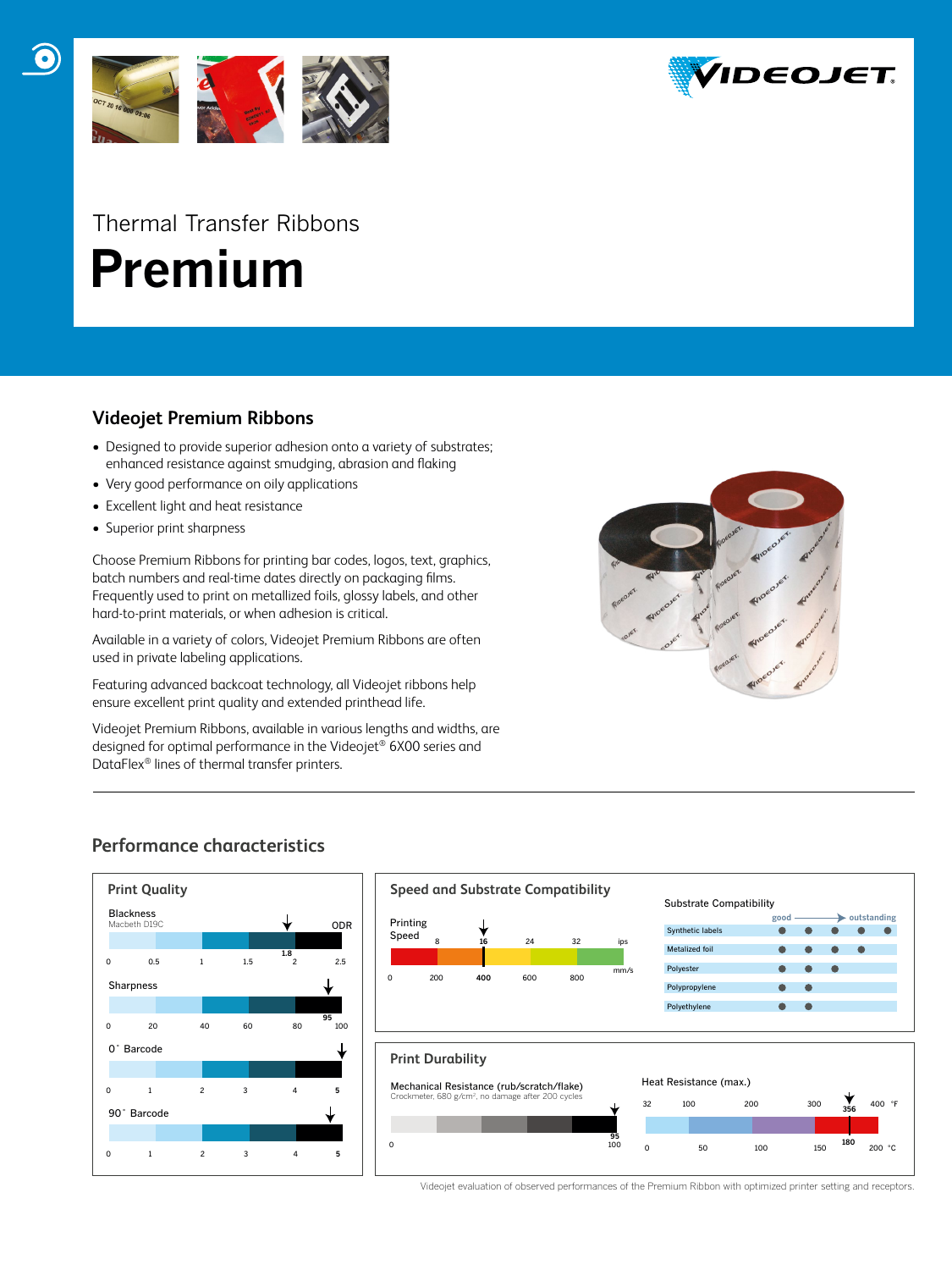Thermal Transfer Ribbons

# Premium

## Videojet Premium Ribbons

- Designed to provide superior adhesion onto a variety of substrates; enhanced resistance against smudging, abrasion and flaking
- Very good performance on oily applications
- Excellent light and heat resistance
- Superior print sharpness

Choose Premium Ribbons for printing bar codes, logos, text, graphics, batch numbers and real-time dates directly on packaging films. Frequently used to print on metallized foils, glossy labels, and other hard-to-print materials, or when adhesion is critical.

Available in a variety of colors, Videojet Premium Ribbons are often used in private labeling applications.

Featuring advanced backcoat technology, all Videojet ribbons help ensure excellent print quality and extended printhead life.

Videojet Premium Ribbons, available in various lengths and widths, are designed for optimal performance in the Videojet® 6X00 series and DataFlex® lines of thermal transfer printers.

## Performance characteristics

### Print Quality

| Characteristic | Scale | Value |
|---|---|---|
| Blackness (Macbeth D19C), ODR | 0 – 2.5 | 1.8 |
| Sharpness | 0 – 100 | 95 |
| 0° Barcode | 0 – 5 | 5 |
| 90° Barcode | 0 – 5 | 5 |

### Speed and Substrate Compatibility

Printing Speed: 16 ips (400 mm/s) — scale 8, 16, 24, 32 ips / 0, 200, 400, 600, 800 mm/s

Substrate Compatibility (good → outstanding)

| Substrate | Rating (of 5) |
|---|---|
| Synthetic labels | ● ● ● ● ● |
| Metalized foil | ● ● ● ● |
| Polyester | ● ● ● |
| Polypropylene | ● ● |
| Polyethylene | ● ● |

### Print Durability

Mechanical Resistance (rub/scratch/flake)
Crockmeter, 680 g/cm², no damage after 200 cycles: 95 (scale 0 – 100)

Heat Resistance (max.): 356 °F / 180 °C (scale 32 – 400 °F / 0 – 200 °C)

Videojet evaluation of observed performances of the Premium Ribbon with optimized printer setting and receptors.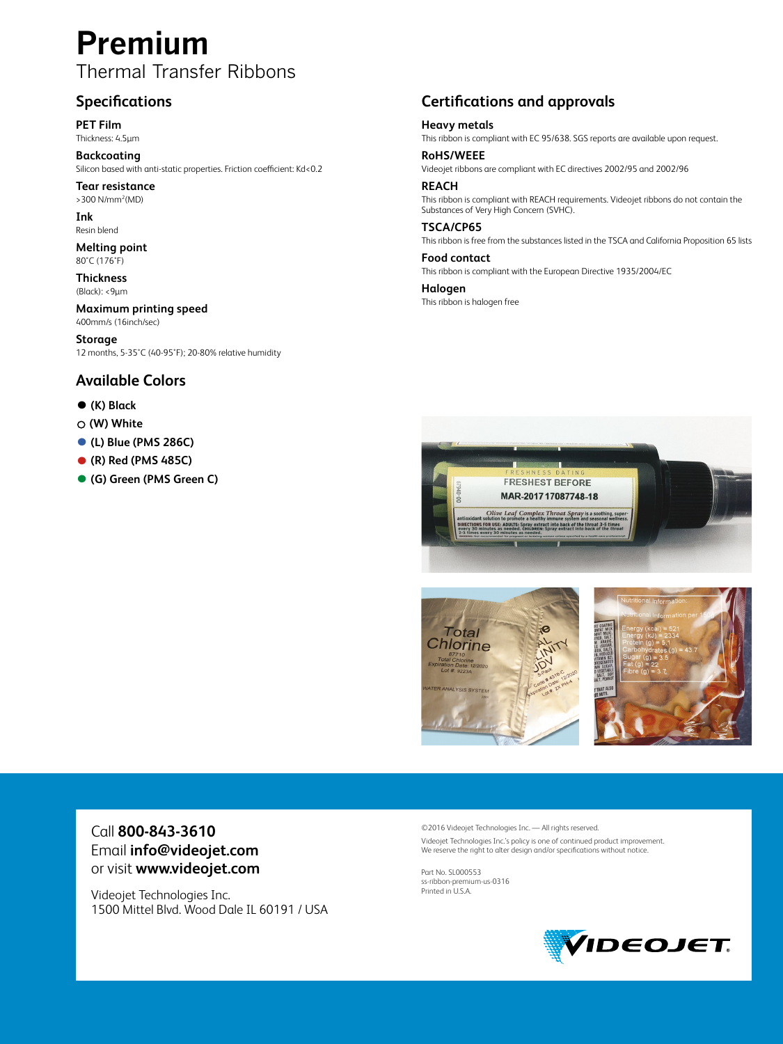# Premium

Thermal Transfer Ribbons

## Specifications

**PET Film**
Thickness: 4.5µm

**Backcoating**
Silicon based with anti-static properties. Friction coefficient: Kd<0.2

**Tear resistance**
>300 N/mm²(MD)

**Ink**
Resin blend

**Melting point**
80°C (176°F)

**Thickness**
(Black): <9µm

**Maximum printing speed**
400mm/s (16inch/sec)

**Storage**
12 months, 5-35°C (40-95°F); 20-80% relative humidity

## Available Colors

- (K) Black
- (W) White
- (L) Blue (PMS 286C)
- (R) Red (PMS 485C)
- (G) Green (PMS Green C)

## Certifications and approvals

**Heavy metals**
This ribbon is compliant with EC 95/638. SGS reports are available upon request.

**RoHS/WEEE**
Videojet ribbons are compliant with EC directives 2002/95 and 2002/96

**REACH**
This ribbon is compliant with REACH requirements. Videojet ribbons do not contain the Substances of Very High Concern (SVHC).

**TSCA/CP65**
This ribbon is free from the substances listed in the TSCA and California Proposition 65 lists

**Food contact**
This ribbon is compliant with the European Directive 1935/2004/EC

**Halogen**
This ribbon is halogen free

Call **800-843-3610**
Email **info@videojet.com**
or visit **www.videojet.com**

Videojet Technologies Inc.
1500 Mittel Blvd. Wood Dale IL 60191 / USA

©2016 Videojet Technologies Inc. — All rights reserved.

Videojet Technologies Inc.'s policy is one of continued product improvement. We reserve the right to alter design and/or specifications without notice.

Part No. SL000553
ss-ribbon-premium-us-0316
Printed in U.S.A.